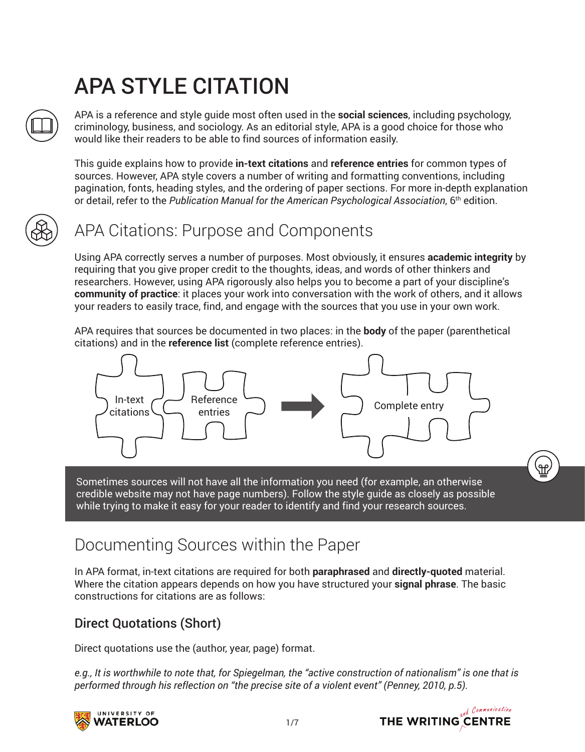# APA STYLE CITATION

APA is a reference and style guide most often used in the **social sciences**, including psychology, criminology, business, and sociology. As an editorial style, APA is a good choice for those who would like their readers to be able to find sources of information easily.

This guide explains how to provide **in-text citations** and **reference entries** for common types of sources. However, APA style covers a number of writing and formatting conventions, including pagination, fonts, heading styles, and the ordering of paper sections. For more in-depth explanation or detail, refer to the *Publication Manual for the American Psychological Association*, 6th edition.

## APA Citations: Purpose and Components

Using APA correctly serves a number of purposes. Most obviously, it ensures **academic integrity** by requiring that you give proper credit to the thoughts, ideas, and words of other thinkers and researchers. However, using APA rigorously also helps you to become a part of your discipline's **community of practice**: it places your work into conversation with the work of others, and it allows your readers to easily trace, find, and engage with the sources that you use in your own work.

APA requires that sources be documented in two places: in the **body** of the paper (parenthetical citations) and in the **reference list** (complete reference entries).

In-text citations + Reference entries → Complete entry

Sometimes sources will not have all the information you need (for example, an otherwise credible website may not have page numbers). Follow the style guide as closely as possible while trying to make it easy for your reader to identify and find your research sources.

## Documenting Sources within the Paper

In APA format, in-text citations are required for both **paraphrased** and **directly-quoted** material. Where the citation appears depends on how you have structured your **signal phrase**. The basic constructions for citations are as follows:

### Direct Quotations (Short)

Direct quotations use the (author, year, page) format.

*e.g., It is worthwhile to note that, for Spiegelman, the "active construction of nationalism" is one that is performed through his reflection on "the precise site of a violent event" (Penney, 2010, p.5).*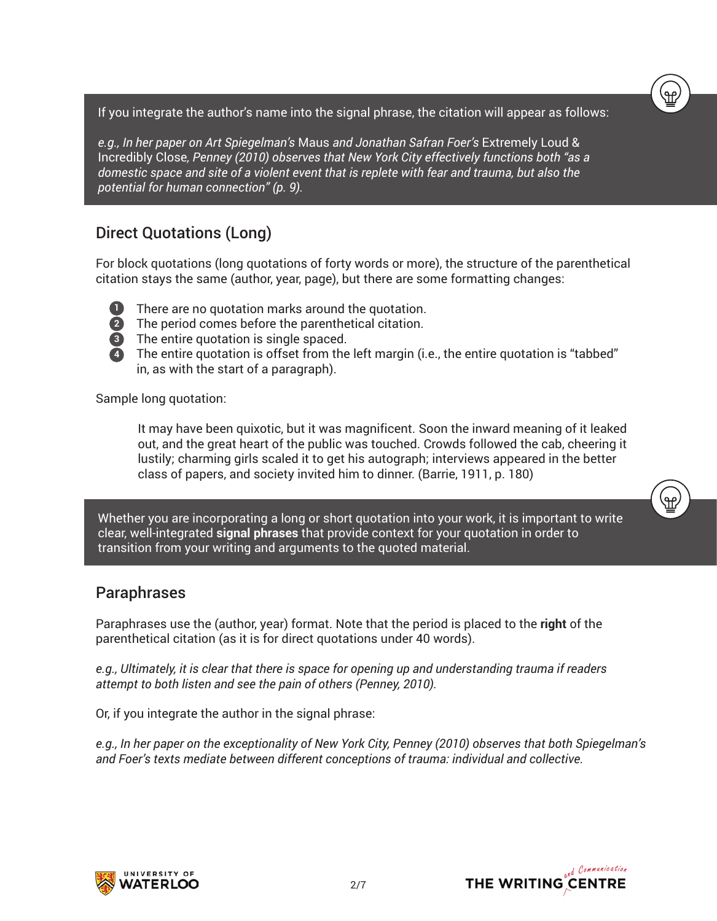If you integrate the author's name into the signal phrase, the citation will appear as follows:

*e.g., In her paper on Art Spiegelman's* Maus *and Jonathan Safran Foer's* Extremely Loud & Incredibly Close*, Penney (2010) observes that New York City effectively functions both "as a domestic space and site of a violent event that is replete with fear and trauma, but also the potential for human connection" (p. 9).*

## Direct Quotations (Long)

For block quotations (long quotations of forty words or more), the structure of the parenthetical citation stays the same (author, year, page), but there are some formatting changes:

1. There are no quotation marks around the quotation.
2. The period comes before the parenthetical citation.
3. The entire quotation is single spaced.
4. The entire quotation is offset from the left margin (i.e., the entire quotation is "tabbed" in, as with the start of a paragraph).

Sample long quotation:

> It may have been quixotic, but it was magnificent. Soon the inward meaning of it leaked out, and the great heart of the public was touched. Crowds followed the cab, cheering it lustily; charming girls scaled it to get his autograph; interviews appeared in the better class of papers, and society invited him to dinner. (Barrie, 1911, p. 180)

Whether you are incorporating a long or short quotation into your work, it is important to write clear, well-integrated **signal phrases** that provide context for your quotation in order to transition from your writing and arguments to the quoted material.

## Paraphrases

Paraphrases use the (author, year) format. Note that the period is placed to the **right** of the parenthetical citation (as it is for direct quotations under 40 words).

*e.g., Ultimately, it is clear that there is space for opening up and understanding trauma if readers attempt to both listen and see the pain of others (Penney, 2010).*

Or, if you integrate the author in the signal phrase:

*e.g., In her paper on the exceptionality of New York City, Penney (2010) observes that both Spiegelman's and Foer's texts mediate between different conceptions of trauma: individual and collective.*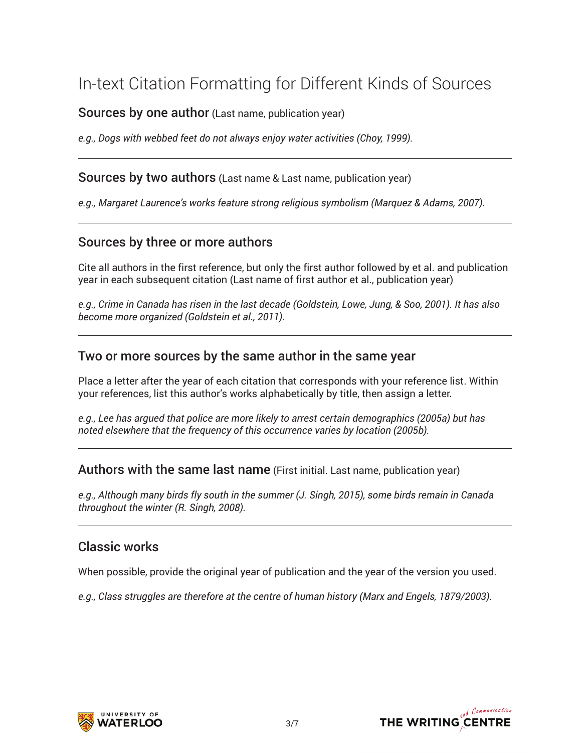# In-text Citation Formatting for Different Kinds of Sources

## Sources by one author (Last name, publication year)

*e.g., Dogs with webbed feet do not always enjoy water activities (Choy, 1999).*

---

## Sources by two authors (Last name & Last name, publication year)

*e.g., Margaret Laurence's works feature strong religious symbolism (Marquez & Adams, 2007).*

---

## Sources by three or more authors

Cite all authors in the first reference, but only the first author followed by et al. and publication year in each subsequent citation (Last name of first author et al., publication year)

*e.g., Crime in Canada has risen in the last decade (Goldstein, Lowe, Jung, & Soo, 2001). It has also become more organized (Goldstein et al., 2011).*

---

## Two or more sources by the same author in the same year

Place a letter after the year of each citation that corresponds with your reference list. Within your references, list this author's works alphabetically by title, then assign a letter.

*e.g., Lee has argued that police are more likely to arrest certain demographics (2005a) but has noted elsewhere that the frequency of this occurrence varies by location (2005b).*

---

## Authors with the same last name (First initial. Last name, publication year)

*e.g., Although many birds fly south in the summer (J. Singh, 2015), some birds remain in Canada throughout the winter (R. Singh, 2008).*

---

## Classic works

When possible, provide the original year of publication and the year of the version you used.

*e.g., Class struggles are therefore at the centre of human history (Marx and Engels, 1879/2003).*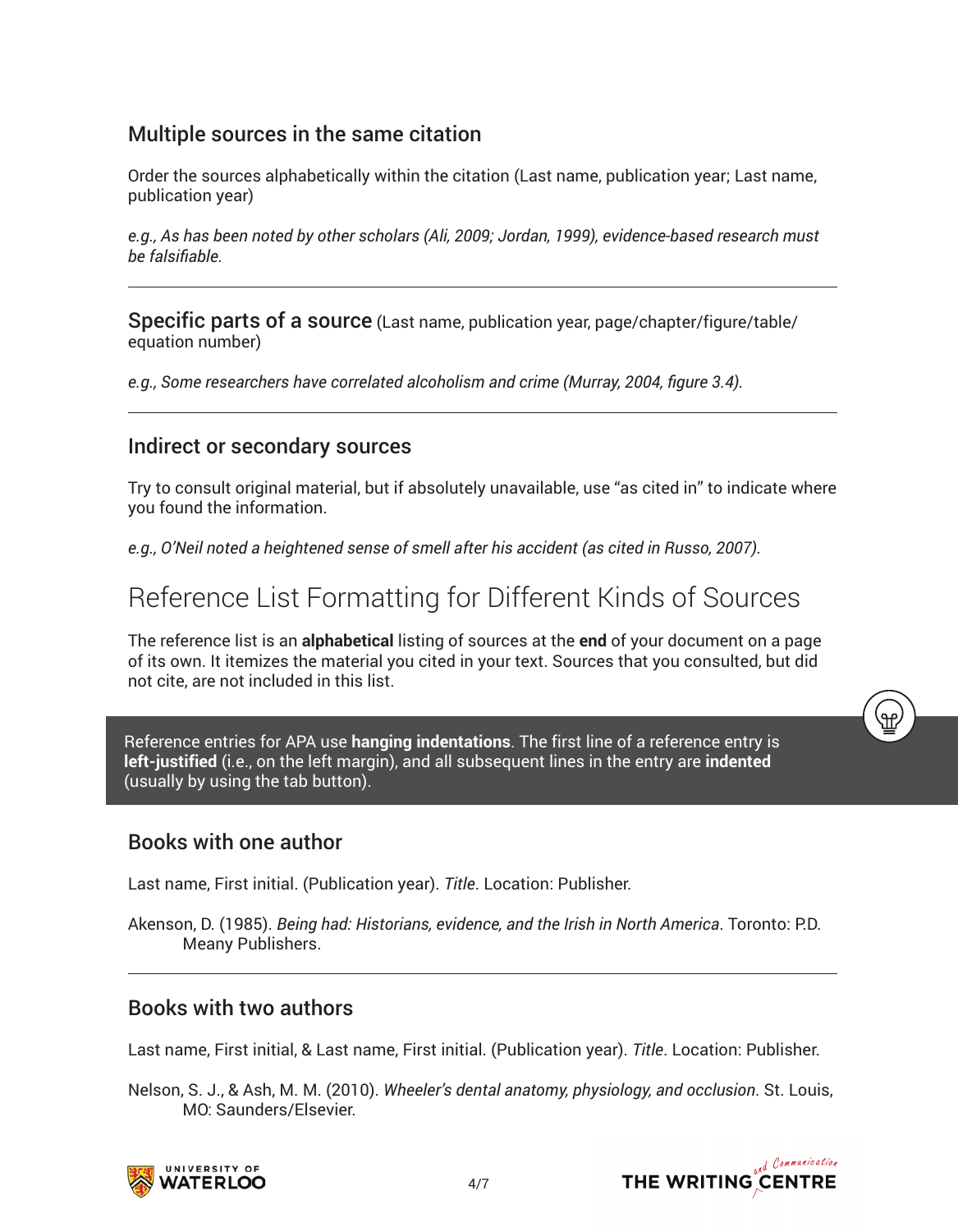### Multiple sources in the same citation

Order the sources alphabetically within the citation (Last name, publication year; Last name, publication year)

*e.g., As has been noted by other scholars (Ali, 2009; Jordan, 1999), evidence-based research must be falsifiable.*

---

### Specific parts of a source

(Last name, publication year, page/chapter/figure/table/equation number)

*e.g., Some researchers have correlated alcoholism and crime (Murray, 2004, figure 3.4).*

---

### Indirect or secondary sources

Try to consult original material, but if absolutely unavailable, use "as cited in" to indicate where you found the information.

*e.g., O'Neil noted a heightened sense of smell after his accident (as cited in Russo, 2007).*

## Reference List Formatting for Different Kinds of Sources

The reference list is an **alphabetical** listing of sources at the **end** of your document on a page of its own. It itemizes the material you cited in your text. Sources that you consulted, but did not cite, are not included in this list.

> Reference entries for APA use **hanging indentations**. The first line of a reference entry is **left-justified** (i.e., on the left margin), and all subsequent lines in the entry are **indented** (usually by using the tab button).

### Books with one author

Last name, First initial. (Publication year). *Title*. Location: Publisher.

Akenson, D. (1985). *Being had: Historians, evidence, and the Irish in North America*. Toronto: P.D. Meany Publishers.

---

### Books with two authors

Last name, First initial, & Last name, First initial. (Publication year). *Title*. Location: Publisher.

Nelson, S. J., & Ash, M. M. (2010). *Wheeler's dental anatomy, physiology, and occlusion*. St. Louis, MO: Saunders/Elsevier.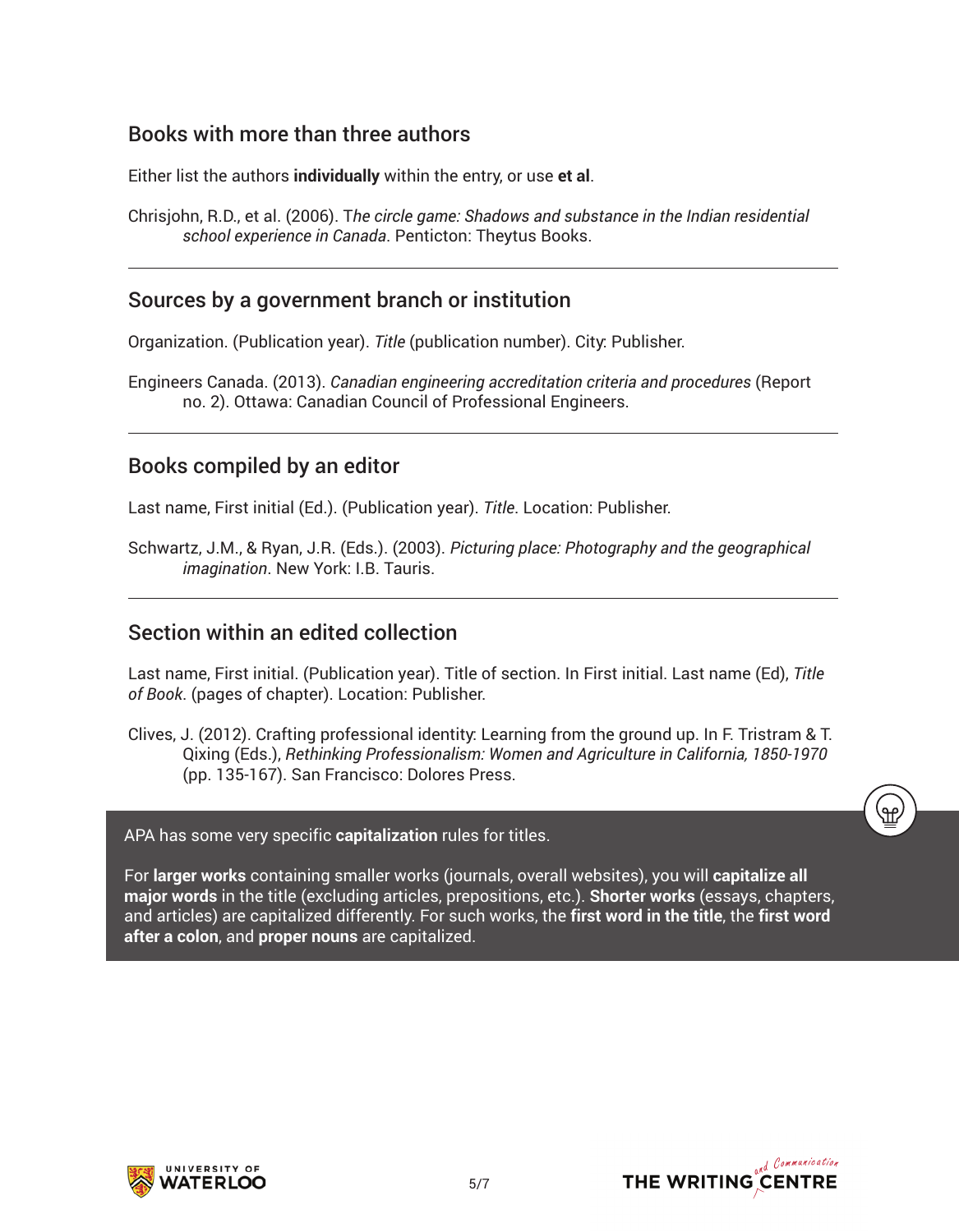## Books with more than three authors

Either list the authors **individually** within the entry, or use **et al**.

Chrisjohn, R.D., et al. (2006). T*he circle game: Shadows and substance in the Indian residential school experience in Canada*. Penticton: Theytus Books.

---

## Sources by a government branch or institution

Organization. (Publication year). *Title* (publication number). City: Publisher.

Engineers Canada. (2013). *Canadian engineering accreditation criteria and procedures* (Report no. 2). Ottawa: Canadian Council of Professional Engineers.

---

## Books compiled by an editor

Last name, First initial (Ed.). (Publication year). *Title*. Location: Publisher.

Schwartz, J.M., & Ryan, J.R. (Eds.). (2003). *Picturing place: Photography and the geographical imagination*. New York: I.B. Tauris.

---

## Section within an edited collection

Last name, First initial. (Publication year). Title of section. In First initial. Last name (Ed), *Title of Book*. (pages of chapter). Location: Publisher.

Clives, J. (2012). Crafting professional identity: Learning from the ground up. In F. Tristram & T. Qixing (Eds.), *Rethinking Professionalism: Women and Agriculture in California, 1850-1970* (pp. 135-167). San Francisco: Dolores Press.

APA has some very specific **capitalization** rules for titles.

For **larger works** containing smaller works (journals, overall websites), you will **capitalize all major words** in the title (excluding articles, prepositions, etc.). **Shorter works** (essays, chapters, and articles) are capitalized differently. For such works, the **first word in the title**, the **first word after a colon**, and **proper nouns** are capitalized.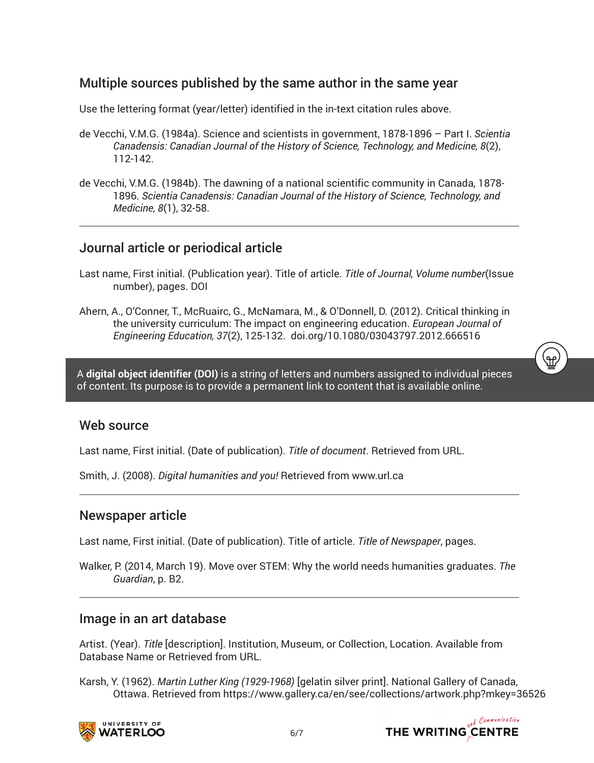## Multiple sources published by the same author in the same year

Use the lettering format (year/letter) identified in the in-text citation rules above.

de Vecchi, V.M.G. (1984a). Science and scientists in government, 1878-1896 – Part I. *Scientia Canadensis: Canadian Journal of the History of Science, Technology, and Medicine, 8*(2), 112-142.

de Vecchi, V.M.G. (1984b). The dawning of a national scientific community in Canada, 1878-1896. *Scientia Canadensis: Canadian Journal of the History of Science, Technology, and Medicine, 8*(1), 32-58.

---

## Journal article or periodical article

Last name, First initial. (Publication year). Title of article. *Title of Journal, Volume number*(Issue number), pages. DOI

Ahern, A., O'Conner, T., McRuairc, G., McNamara, M., & O'Donnell, D. (2012). Critical thinking in the university curriculum: The impact on engineering education. *European Journal of Engineering Education, 37*(2), 125-132. doi.org/10.1080/03043797.2012.666516

> A **digital object identifier (DOI)** is a string of letters and numbers assigned to individual pieces of content. Its purpose is to provide a permanent link to content that is available online.

## Web source

Last name, First initial. (Date of publication). *Title of document*. Retrieved from URL.

Smith, J. (2008). *Digital humanities and you!* Retrieved from www.url.ca

---

## Newspaper article

Last name, First initial. (Date of publication). Title of article. *Title of Newspaper*, pages.

Walker, P. (2014, March 19). Move over STEM: Why the world needs humanities graduates. *The Guardian*, p. B2.

---

## Image in an art database

Artist. (Year). *Title* [description]. Institution, Museum, or Collection, Location. Available from Database Name or Retrieved from URL.

Karsh, Y. (1962). *Martin Luther King (1929-1968)* [gelatin silver print]. National Gallery of Canada, Ottawa. Retrieved from https://www.gallery.ca/en/see/collections/artwork.php?mkey=36526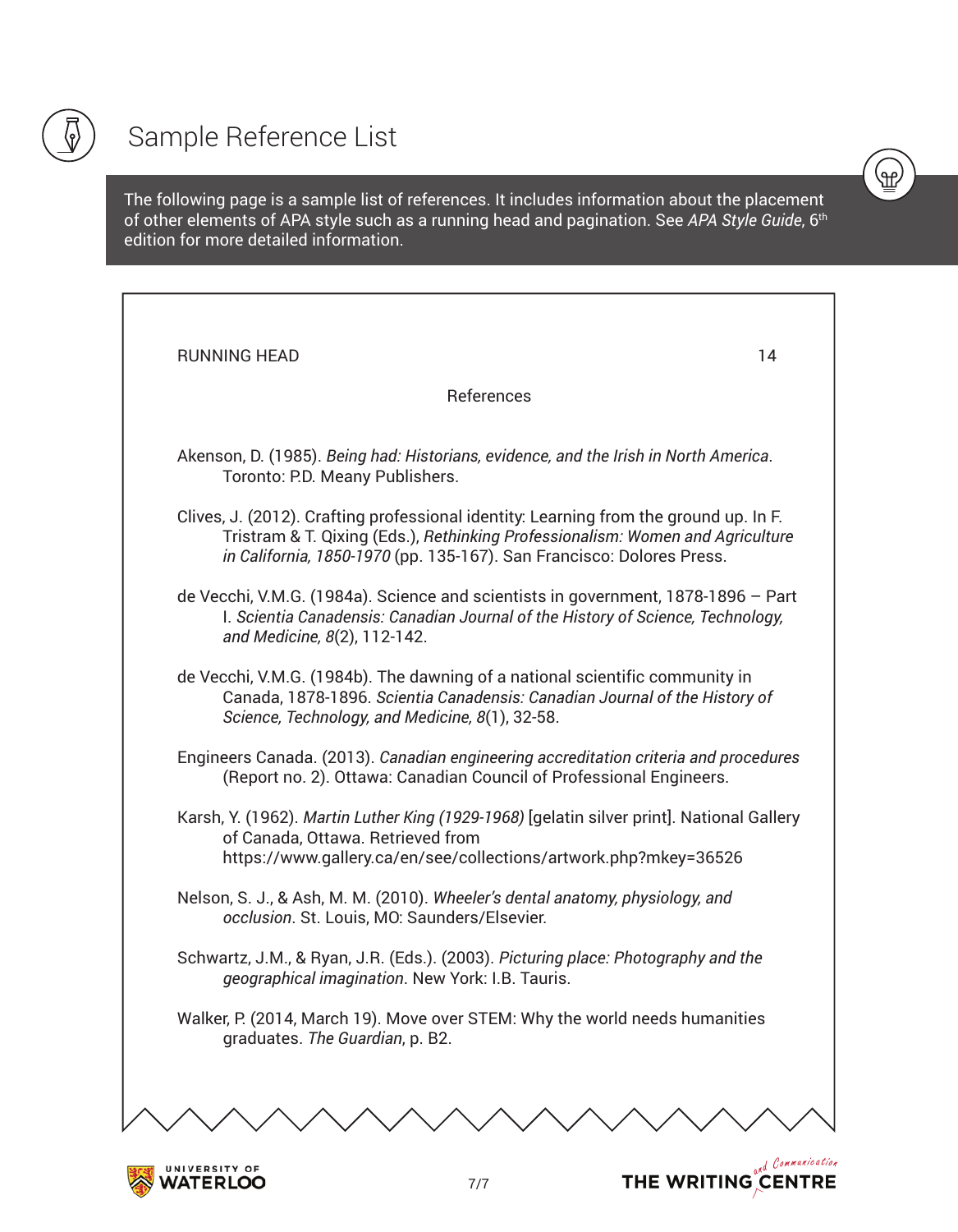# Sample Reference List

The following page is a sample list of references. It includes information about the placement of other elements of APA style such as a running head and pagination. See *APA Style Guide*, 6th edition for more detailed information.

RUNNING HEAD 14

References

Akenson, D. (1985). *Being had: Historians, evidence, and the Irish in North America*. Toronto: P.D. Meany Publishers.

Clives, J. (2012). Crafting professional identity: Learning from the ground up. In F. Tristram & T. Qixing (Eds.), *Rethinking Professionalism: Women and Agriculture in California, 1850-1970* (pp. 135-167). San Francisco: Dolores Press.

de Vecchi, V.M.G. (1984a). Science and scientists in government, 1878-1896 – Part I. *Scientia Canadensis: Canadian Journal of the History of Science, Technology, and Medicine, 8*(2), 112-142.

de Vecchi, V.M.G. (1984b). The dawning of a national scientific community in Canada, 1878-1896. *Scientia Canadensis: Canadian Journal of the History of Science, Technology, and Medicine, 8*(1), 32-58.

Engineers Canada. (2013). *Canadian engineering accreditation criteria and procedures* (Report no. 2). Ottawa: Canadian Council of Professional Engineers.

Karsh, Y. (1962). *Martin Luther King (1929-1968)* [gelatin silver print]. National Gallery of Canada, Ottawa. Retrieved from https://www.gallery.ca/en/see/collections/artwork.php?mkey=36526

Nelson, S. J., & Ash, M. M. (2010). *Wheeler's dental anatomy, physiology, and occlusion*. St. Louis, MO: Saunders/Elsevier.

Schwartz, J.M., & Ryan, J.R. (Eds.). (2003). *Picturing place: Photography and the geographical imagination*. New York: I.B. Tauris.

Walker, P. (2014, March 19). Move over STEM: Why the world needs humanities graduates. *The Guardian*, p. B2.